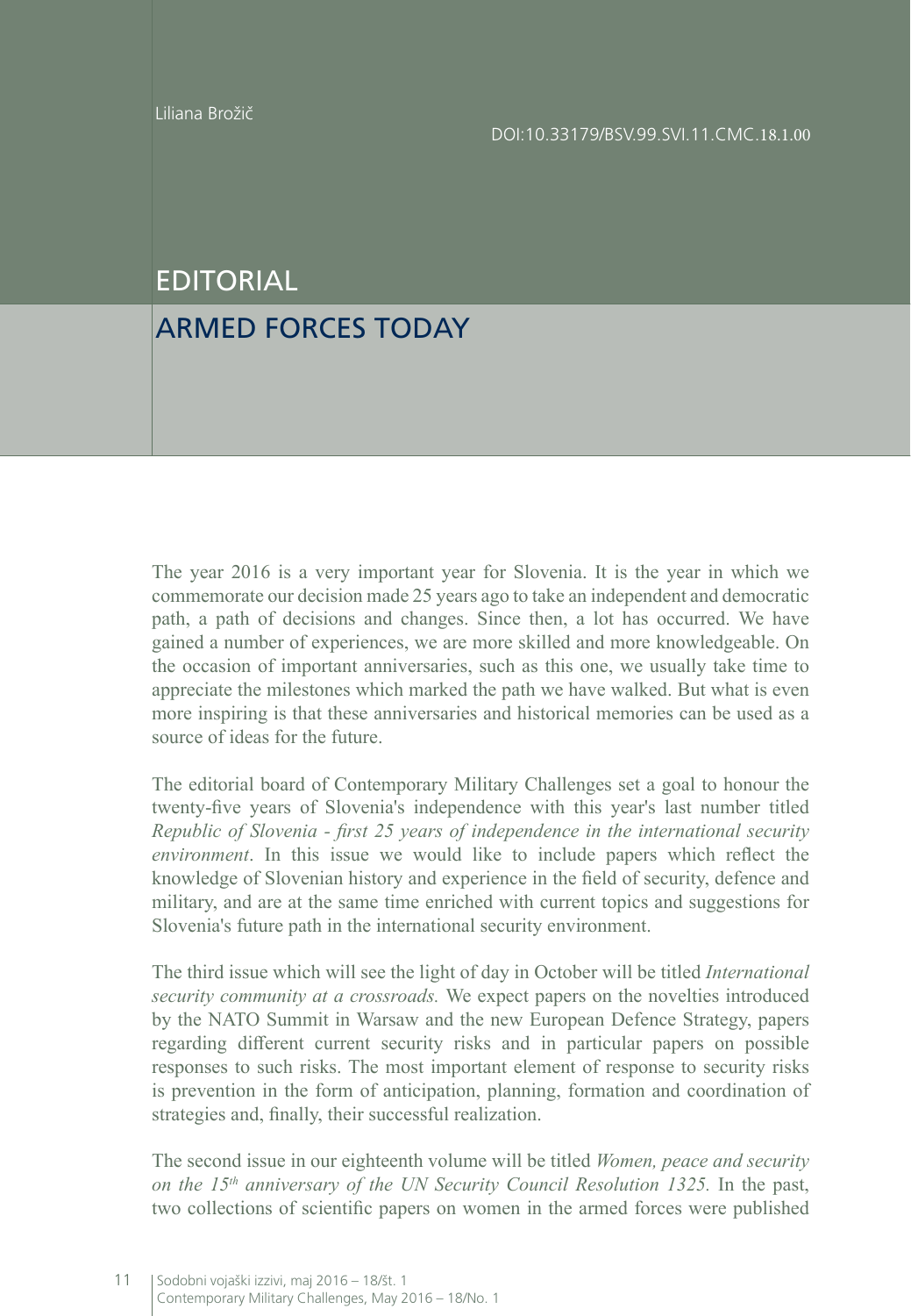Liliana Brožič

DOI:10.33179/BSV.99.SVI.11.CMC.18.1.00

# EDITORIAL

## ARMED FORCES TODAY

The year 2016 is a very important year for Slovenia. It is the year in which we commemorate our decision made 25 years ago to take an independent and democratic path, a path of decisions and changes. Since then, a lot has occurred. We have gained a number of experiences, we are more skilled and more knowledgeable. On the occasion of important anniversaries, such as this one, we usually take time to appreciate the milestones which marked the path we have walked. But what is even more inspiring is that these anniversaries and historical memories can be used as a source of ideas for the future.

The editorial board of Contemporary Military Challenges set a goal to honour the twenty-five years of Slovenia's independence with this year's last number titled *Republic of Slovenia - first 25 years of independence in the international security environment*. In this issue we would like to include papers which reflect the knowledge of Slovenian history and experience in the field of security, defence and military, and are at the same time enriched with current topics and suggestions for Slovenia's future path in the international security environment.

The third issue which will see the light of day in October will be titled *International security community at a crossroads.* We expect papers on the novelties introduced by the NATO Summit in Warsaw and the new European Defence Strategy, papers regarding different current security risks and in particular papers on possible responses to such risks. The most important element of response to security risks is prevention in the form of anticipation, planning, formation and coordination of strategies and, finally, their successful realization.

The second issue in our eighteenth volume will be titled *Women, peace and security on the 15th anniversary of the UN Security Council Resolution 1325.* In the past, two collections of scientific papers on women in the armed forces were published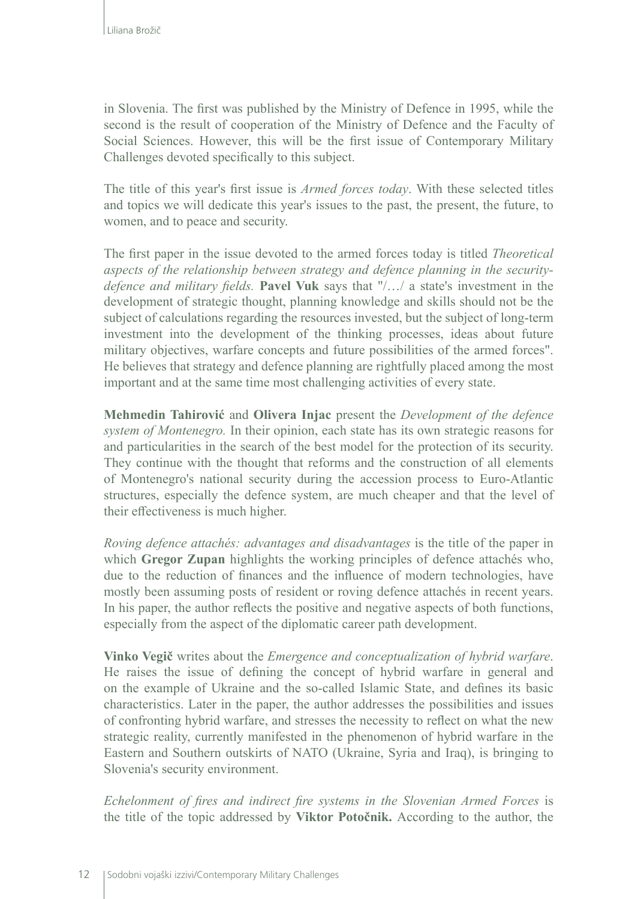in Slovenia. The first was published by the Ministry of Defence in 1995, while the second is the result of cooperation of the Ministry of Defence and the Faculty of Social Sciences. However, this will be the first issue of Contemporary Military Challenges devoted specifically to this subject.

The title of this year's first issue is *Armed forces today*. With these selected titles and topics we will dedicate this year's issues to the past, the present, the future, to women, and to peace and security.

The first paper in the issue devoted to the armed forces today is titled *Theoretical aspects of the relationship between strategy and defence planning in the security-defence and military fields.* **Pavel Vuk** says that "/…/ a state's investment in the development of strategic thought, planning knowledge and skills should not be the subject of calculations regarding the resources invested, but the subject of long-term investment into the development of the thinking processes, ideas about future military objectives, warfare concepts and future possibilities of the armed forces". He believes that strategy and defence planning are rightfully placed among the most important and at the same time most challenging activities of every state.

**Mehmedin Tahirović** and **Olivera Injac** present the *Development of the defence system of Montenegro.* In their opinion, each state has its own strategic reasons for and particularities in the search of the best model for the protection of its security. They continue with the thought that reforms and the construction of all elements of Montenegro's national security during the accession process to Euro-Atlantic structures, especially the defence system, are much cheaper and that the level of their effectiveness is much higher.

*Roving defence attachés: advantages and disadvantages* is the title of the paper in which **Gregor Zupan** highlights the working principles of defence attachés who, due to the reduction of finances and the influence of modern technologies, have mostly been assuming posts of resident or roving defence attachés in recent years. In his paper, the author reflects the positive and negative aspects of both functions, especially from the aspect of the diplomatic career path development.

**Vinko Vegič** writes about the *Emergence and conceptualization of hybrid warfare*. He raises the issue of defining the concept of hybrid warfare in general and on the example of Ukraine and the so-called Islamic State, and defines its basic characteristics. Later in the paper, the author addresses the possibilities and issues of confronting hybrid warfare, and stresses the necessity to reflect on what the new strategic reality, currently manifested in the phenomenon of hybrid warfare in the Eastern and Southern outskirts of NATO (Ukraine, Syria and Iraq), is bringing to Slovenia's security environment.

*Echelonment of fires and indirect fire systems in the Slovenian Armed Forces* is the title of the topic addressed by **Viktor Potočnik.** According to the author, the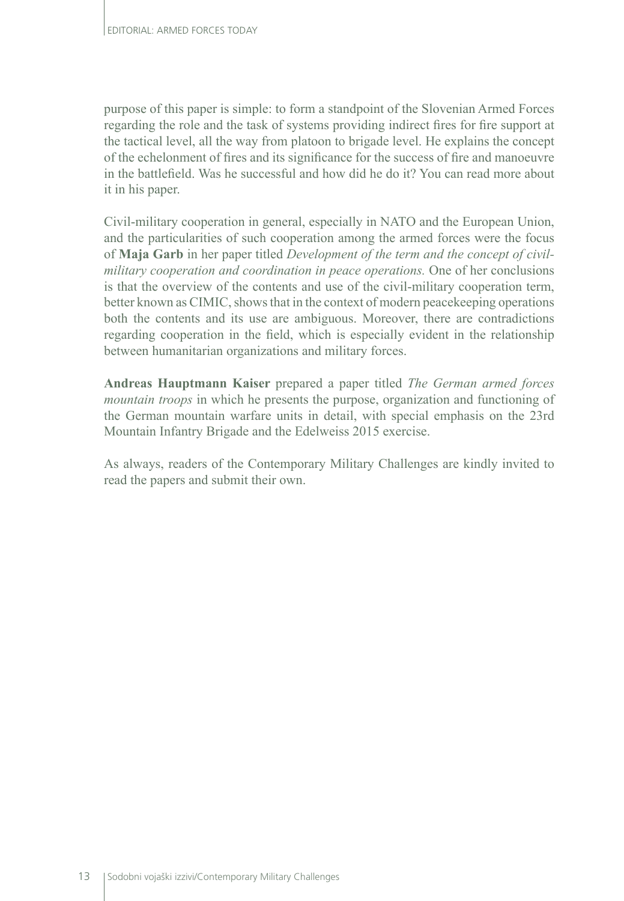purpose of this paper is simple: to form a standpoint of the Slovenian Armed Forces regarding the role and the task of systems providing indirect fires for fire support at the tactical level, all the way from platoon to brigade level. He explains the concept of the echelonment of fires and its significance for the success of fire and manoeuvre in the battlefield. Was he successful and how did he do it? You can read more about it in his paper.

Civil-military cooperation in general, especially in NATO and the European Union, and the particularities of such cooperation among the armed forces were the focus of **Maja Garb** in her paper titled *Development of the term and the concept of civil-military cooperation and coordination in peace operations.* One of her conclusions is that the overview of the contents and use of the civil-military cooperation term, better known as CIMIC, shows that in the context of modern peacekeeping operations both the contents and its use are ambiguous. Moreover, there are contradictions regarding cooperation in the field, which is especially evident in the relationship between humanitarian organizations and military forces.

**Andreas Hauptmann Kaiser** prepared a paper titled *The German armed forces mountain troops* in which he presents the purpose, organization and functioning of the German mountain warfare units in detail, with special emphasis on the 23rd Mountain Infantry Brigade and the Edelweiss 2015 exercise.

As always, readers of the Contemporary Military Challenges are kindly invited to read the papers and submit their own.